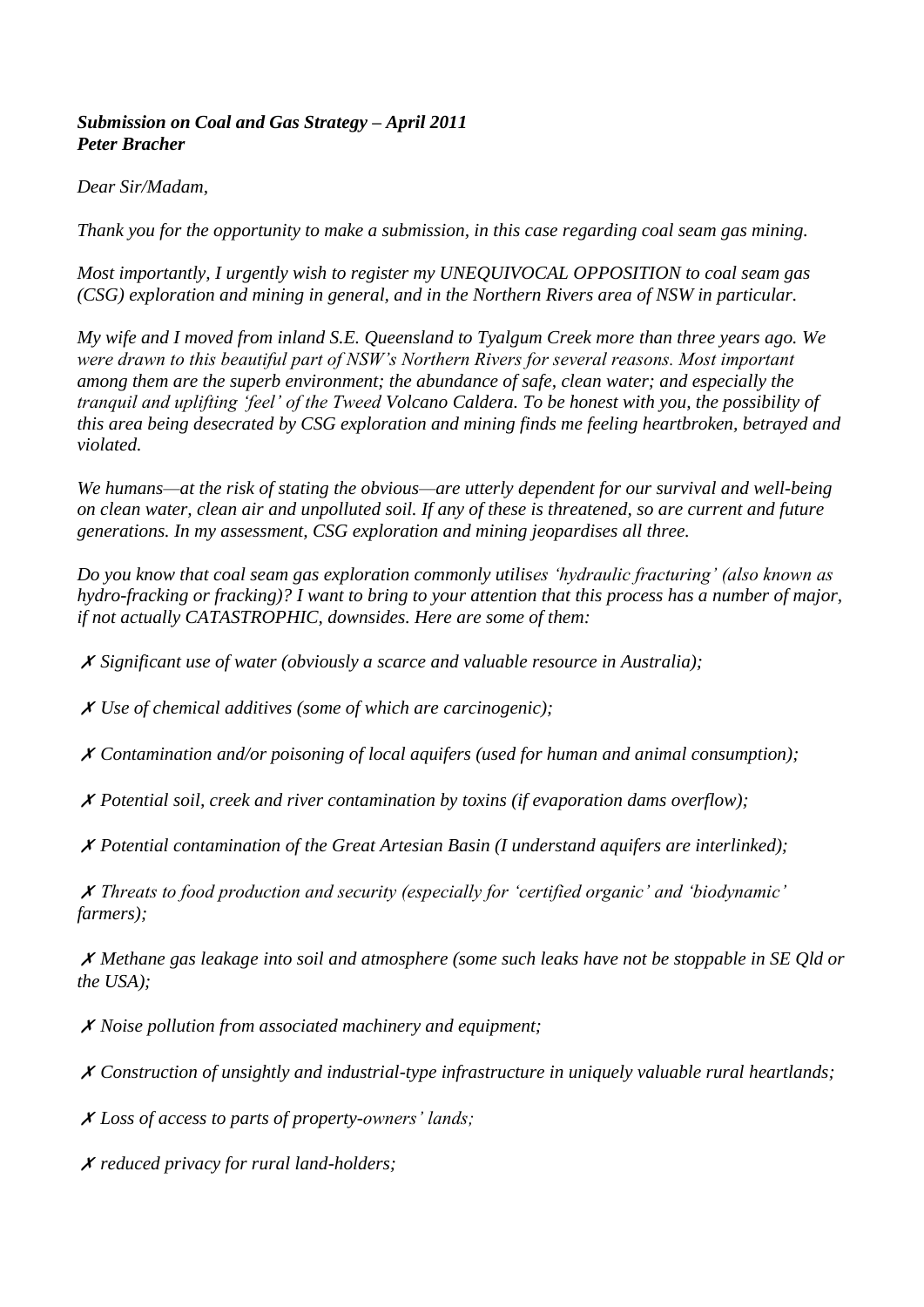***Submission on Coal and Gas Strategy – April 2011***
***Peter Bracher***

*Dear Sir/Madam,*

*Thank you for the opportunity to make a submission, in this case regarding coal seam gas mining.*

*Most importantly, I urgently wish to register my UNEQUIVOCAL OPPOSITION to coal seam gas (CSG) exploration and mining in general, and in the Northern Rivers area of NSW in particular.*

*My wife and I moved from inland S.E. Queensland to Tyalgum Creek more than three years ago. We were drawn to this beautiful part of NSW's Northern Rivers for several reasons. Most important among them are the superb environment; the abundance of safe, clean water; and especially the tranquil and uplifting 'feel' of the Tweed Volcano Caldera. To be honest with you, the possibility of this area being desecrated by CSG exploration and mining finds me feeling heartbroken, betrayed and violated.*

*We humans—at the risk of stating the obvious—are utterly dependent for our survival and well-being on clean water, clean air and unpolluted soil. If any of these is threatened, so are current and future generations. In my assessment, CSG exploration and mining jeopardises all three.*

*Do you know that coal seam gas exploration commonly utilises 'hydraulic fracturing' (also known as hydro-fracking or fracking)? I want to bring to your attention that this process has a number of major, if not actually CATASTROPHIC, downsides. Here are some of them:*

✗ *Significant use of water (obviously a scarce and valuable resource in Australia);*

✗ *Use of chemical additives (some of which are carcinogenic);*

✗ *Contamination and/or poisoning of local aquifers (used for human and animal consumption);*

✗ *Potential soil, creek and river contamination by toxins (if evaporation dams overflow);*

✗ *Potential contamination of the Great Artesian Basin (I understand aquifers are interlinked);*

✗ *Threats to food production and security (especially for 'certified organic' and 'biodynamic' farmers);*

✗ *Methane gas leakage into soil and atmosphere (some such leaks have not be stoppable in SE Qld or the USA);*

✗ *Noise pollution from associated machinery and equipment;*

✗ *Construction of unsightly and industrial-type infrastructure in uniquely valuable rural heartlands;*

✗ *Loss of access to parts of property-owners' lands;*

✗ *reduced privacy for rural land-holders;*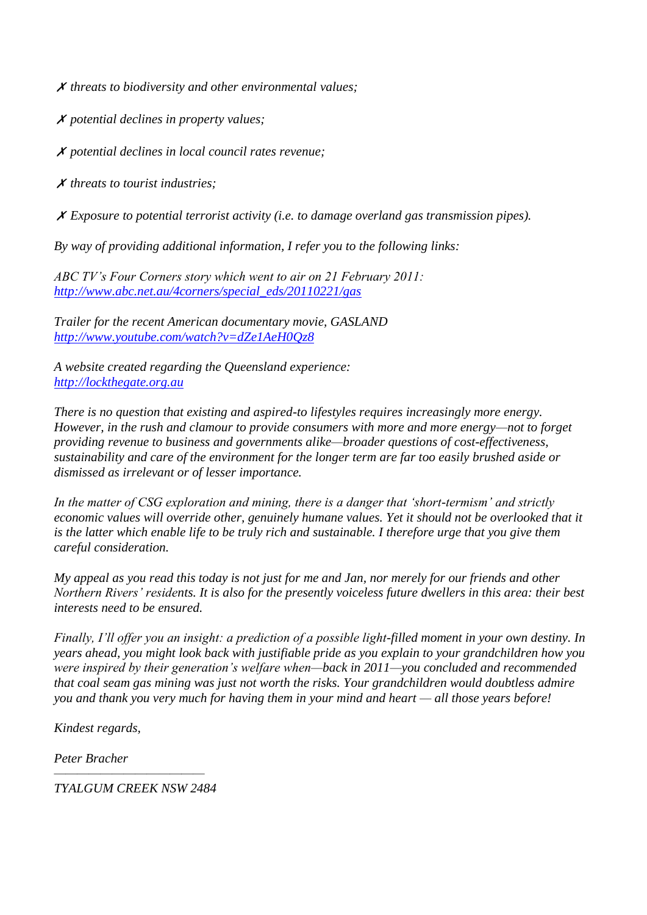*✗ threats to biodiversity and other environmental values;*

*✗ potential declines in property values;*

*✗ potential declines in local council rates revenue;*

*✗ threats to tourist industries;*

*✗ Exposure to potential terrorist activity (i.e. to damage overland gas transmission pipes).*

*By way of providing additional information, I refer you to the following links:*

*ABC TV's Four Corners story which went to air on 21 February 2011:*
*[http://www.abc.net.au/4corners/special_eds/20110221/gas](http://www.abc.net.au/4corners/special_eds/20110221/gas)*

*Trailer for the recent American documentary movie, GASLAND*
*[http://www.youtube.com/watch?v=dZe1AeH0Qz8](http://www.youtube.com/watch?v=dZe1AeH0Qz8)*

*A website created regarding the Queensland experience:*
*[http://lockthegate.org.au](http://lockthegate.org.au)*

*There is no question that existing and aspired-to lifestyles requires increasingly more energy. However, in the rush and clamour to provide consumers with more and more energy—not to forget providing revenue to business and governments alike—broader questions of cost-effectiveness, sustainability and care of the environment for the longer term are far too easily brushed aside or dismissed as irrelevant or of lesser importance.*

*In the matter of CSG exploration and mining, there is a danger that 'short-termism' and strictly economic values will override other, genuinely humane values. Yet it should not be overlooked that it is the latter which enable life to be truly rich and sustainable. I therefore urge that you give them careful consideration.*

*My appeal as you read this today is not just for me and Jan, nor merely for our friends and other Northern Rivers' residents. It is also for the presently voiceless future dwellers in this area: their best interests need to be ensured.*

*Finally, I'll offer you an insight: a prediction of a possible light-filled moment in your own destiny. In years ahead, you might look back with justifiable pride as you explain to your grandchildren how you were inspired by their generation's welfare when—back in 2011—you concluded and recommended that coal seam gas mining was just not worth the risks. Your grandchildren would doubtless admire you and thank you very much for having them in your mind and heart — all those years before!*

*Kindest regards,*

*Peter Bracher*

---

*TYALGUM CREEK NSW 2484*